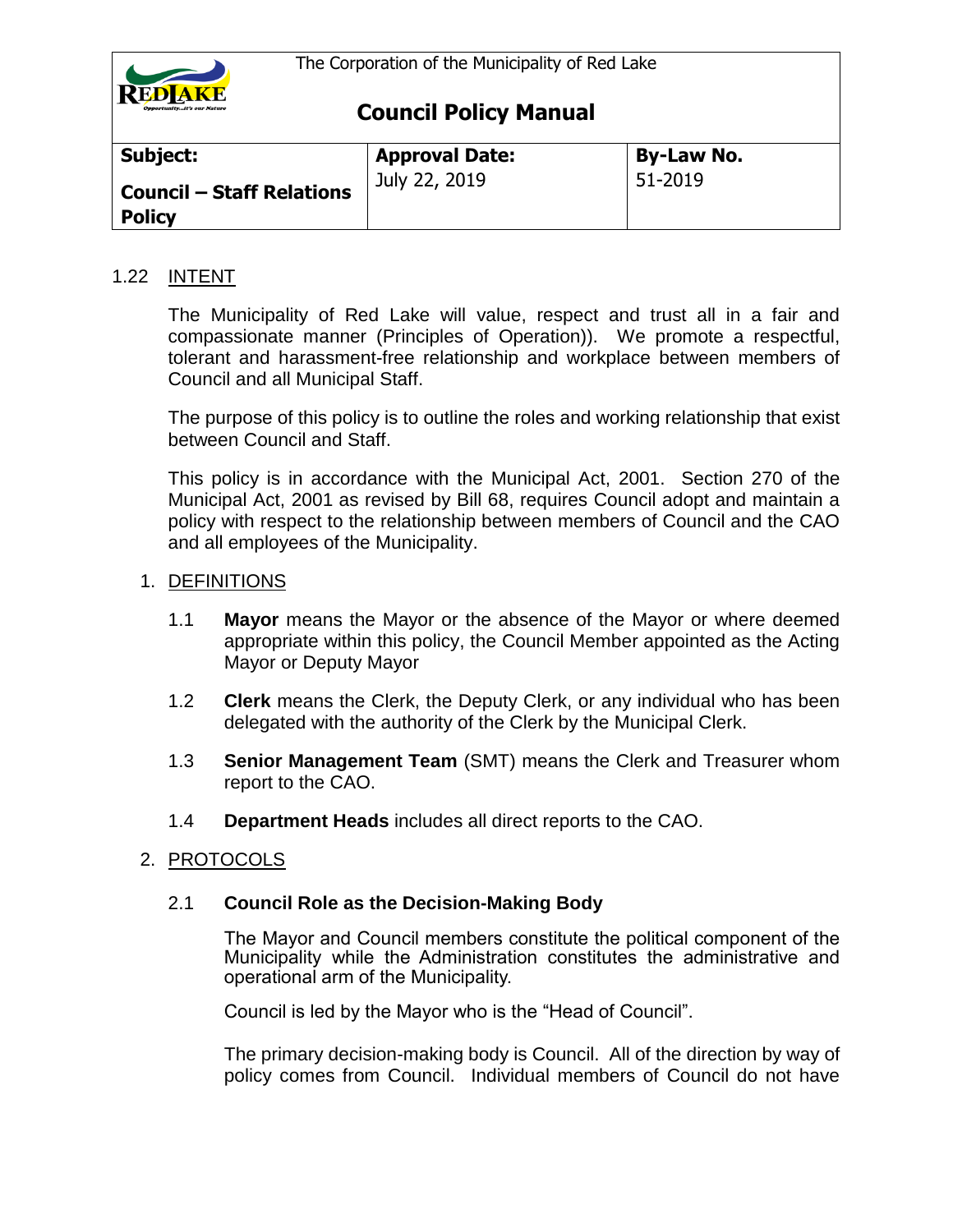The Corporation of the Municipality of Red Lake

# Council Policy Manual

| **Subject:** Council – Staff Relations Policy | **Approval Date:** July 22, 2019 | **By-Law No.** 51-2019 |
|---|---|---|

## 1.22 INTENT

The Municipality of Red Lake will value, respect and trust all in a fair and compassionate manner (Principles of Operation)). We promote a respectful, tolerant and harassment-free relationship and workplace between members of Council and all Municipal Staff.

The purpose of this policy is to outline the roles and working relationship that exist between Council and Staff.

This policy is in accordance with the Municipal Act, 2001. Section 270 of the Municipal Act, 2001 as revised by Bill 68, requires Council adopt and maintain a policy with respect to the relationship between members of Council and the CAO and all employees of the Municipality.

### 1. DEFINITIONS

1.1 **Mayor** means the Mayor or the absence of the Mayor or where deemed appropriate within this policy, the Council Member appointed as the Acting Mayor or Deputy Mayor

1.2 **Clerk** means the Clerk, the Deputy Clerk, or any individual who has been delegated with the authority of the Clerk by the Municipal Clerk.

1.3 **Senior Management Team** (SMT) means the Clerk and Treasurer whom report to the CAO.

1.4 **Department Heads** includes all direct reports to the CAO.

### 2. PROTOCOLS

#### 2.1 Council Role as the Decision-Making Body

The Mayor and Council members constitute the political component of the Municipality while the Administration constitutes the administrative and operational arm of the Municipality.

Council is led by the Mayor who is the "Head of Council".

The primary decision-making body is Council. All of the direction by way of policy comes from Council. Individual members of Council do not have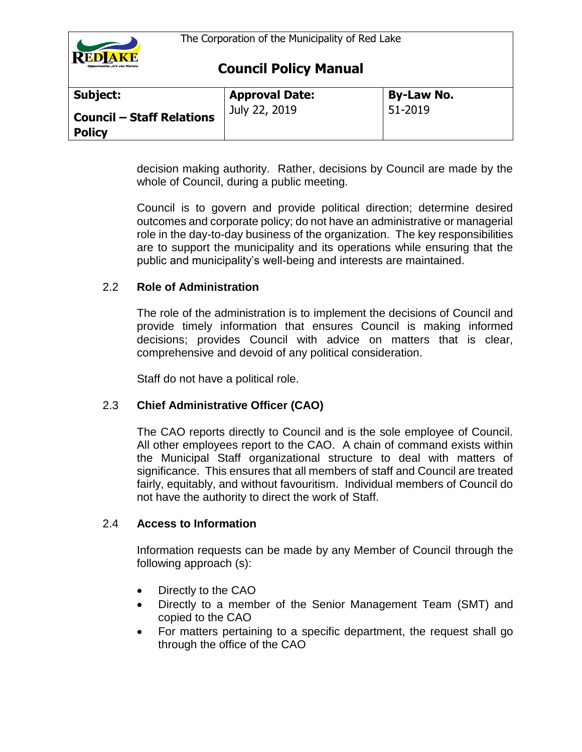decision making authority. Rather, decisions by Council are made by the whole of Council, during a public meeting.

Council is to govern and provide political direction; determine desired outcomes and corporate policy; do not have an administrative or managerial role in the day-to-day business of the organization. The key responsibilities are to support the municipality and its operations while ensuring that the public and municipality's well-being and interests are maintained.

### 2.2 Role of Administration

The role of the administration is to implement the decisions of Council and provide timely information that ensures Council is making informed decisions; provides Council with advice on matters that is clear, comprehensive and devoid of any political consideration.

Staff do not have a political role.

### 2.3 Chief Administrative Officer (CAO)

The CAO reports directly to Council and is the sole employee of Council. All other employees report to the CAO. A chain of command exists within the Municipal Staff organizational structure to deal with matters of significance. This ensures that all members of staff and Council are treated fairly, equitably, and without favouritism. Individual members of Council do not have the authority to direct the work of Staff.

### 2.4 Access to Information

Information requests can be made by any Member of Council through the following approach (s):

- Directly to the CAO
- Directly to a member of the Senior Management Team (SMT) and copied to the CAO
- For matters pertaining to a specific department, the request shall go through the office of the CAO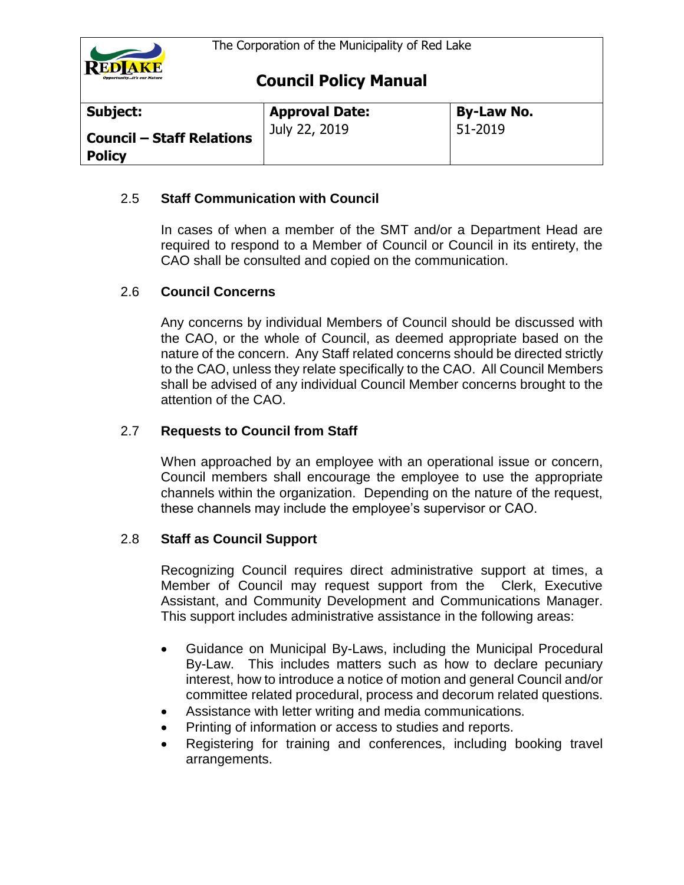| Subject: Council – Staff Relations Policy | Approval Date: July 22, 2019 | By-Law No. 51-2019 |
| --- | --- | --- |

### 2.5 Staff Communication with Council

In cases of when a member of the SMT and/or a Department Head are required to respond to a Member of Council or Council in its entirety, the CAO shall be consulted and copied on the communication.

### 2.6 Council Concerns

Any concerns by individual Members of Council should be discussed with the CAO, or the whole of Council, as deemed appropriate based on the nature of the concern. Any Staff related concerns should be directed strictly to the CAO, unless they relate specifically to the CAO. All Council Members shall be advised of any individual Council Member concerns brought to the attention of the CAO.

### 2.7 Requests to Council from Staff

When approached by an employee with an operational issue or concern, Council members shall encourage the employee to use the appropriate channels within the organization. Depending on the nature of the request, these channels may include the employee's supervisor or CAO.

### 2.8 Staff as Council Support

Recognizing Council requires direct administrative support at times, a Member of Council may request support from the Clerk, Executive Assistant, and Community Development and Communications Manager. This support includes administrative assistance in the following areas:

- Guidance on Municipal By-Laws, including the Municipal Procedural By-Law. This includes matters such as how to declare pecuniary interest, how to introduce a notice of motion and general Council and/or committee related procedural, process and decorum related questions.
- Assistance with letter writing and media communications.
- Printing of information or access to studies and reports.
- Registering for training and conferences, including booking travel arrangements.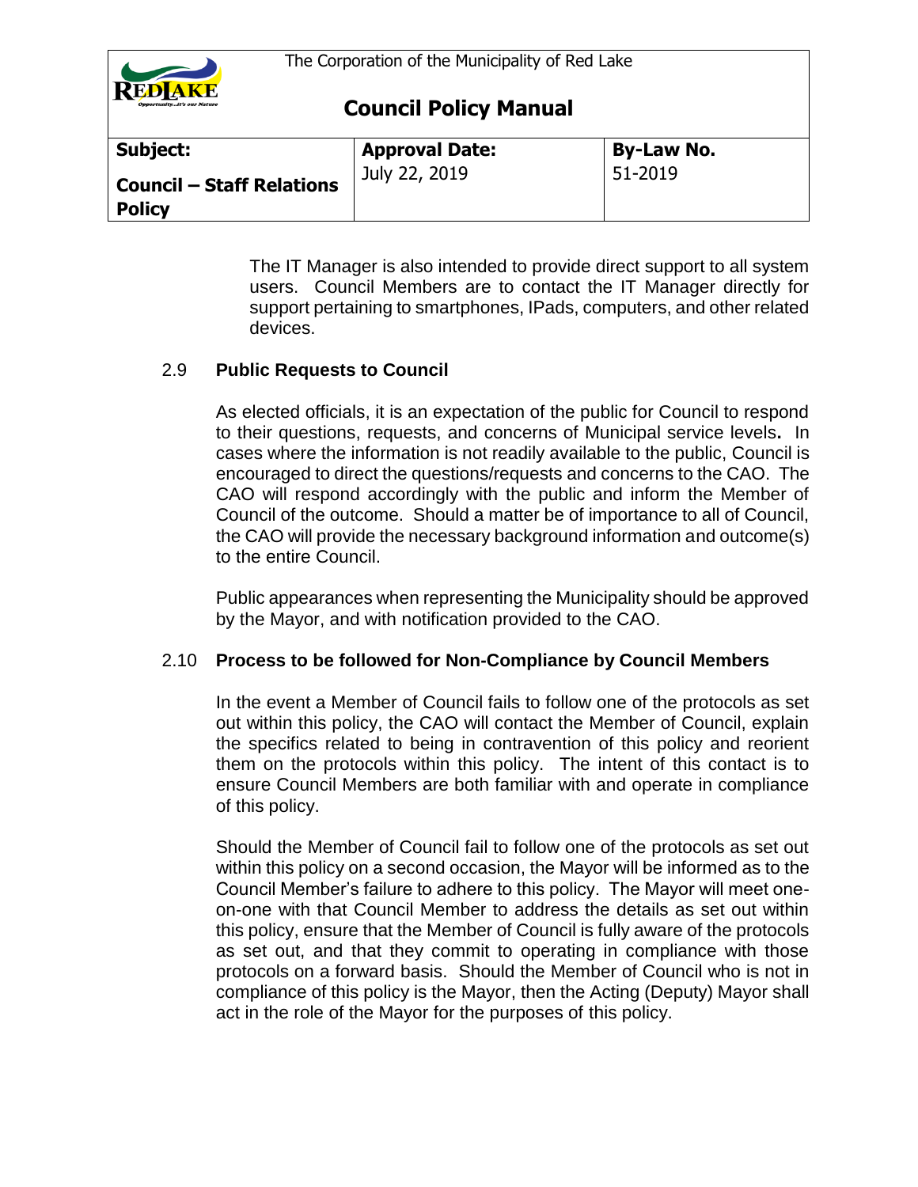The IT Manager is also intended to provide direct support to all system users. Council Members are to contact the IT Manager directly for support pertaining to smartphones, IPads, computers, and other related devices.

### 2.9 Public Requests to Council

As elected officials, it is an expectation of the public for Council to respond to their questions, requests, and concerns of Municipal service levels**.** In cases where the information is not readily available to the public, Council is encouraged to direct the questions/requests and concerns to the CAO. The CAO will respond accordingly with the public and inform the Member of Council of the outcome. Should a matter be of importance to all of Council, the CAO will provide the necessary background information and outcome(s) to the entire Council.

Public appearances when representing the Municipality should be approved by the Mayor, and with notification provided to the CAO.

### 2.10 Process to be followed for Non-Compliance by Council Members

In the event a Member of Council fails to follow one of the protocols as set out within this policy, the CAO will contact the Member of Council, explain the specifics related to being in contravention of this policy and reorient them on the protocols within this policy. The intent of this contact is to ensure Council Members are both familiar with and operate in compliance of this policy.

Should the Member of Council fail to follow one of the protocols as set out within this policy on a second occasion, the Mayor will be informed as to the Council Member's failure to adhere to this policy. The Mayor will meet one-on-one with that Council Member to address the details as set out within this policy, ensure that the Member of Council is fully aware of the protocols as set out, and that they commit to operating in compliance with those protocols on a forward basis. Should the Member of Council who is not in compliance of this policy is the Mayor, then the Acting (Deputy) Mayor shall act in the role of the Mayor for the purposes of this policy.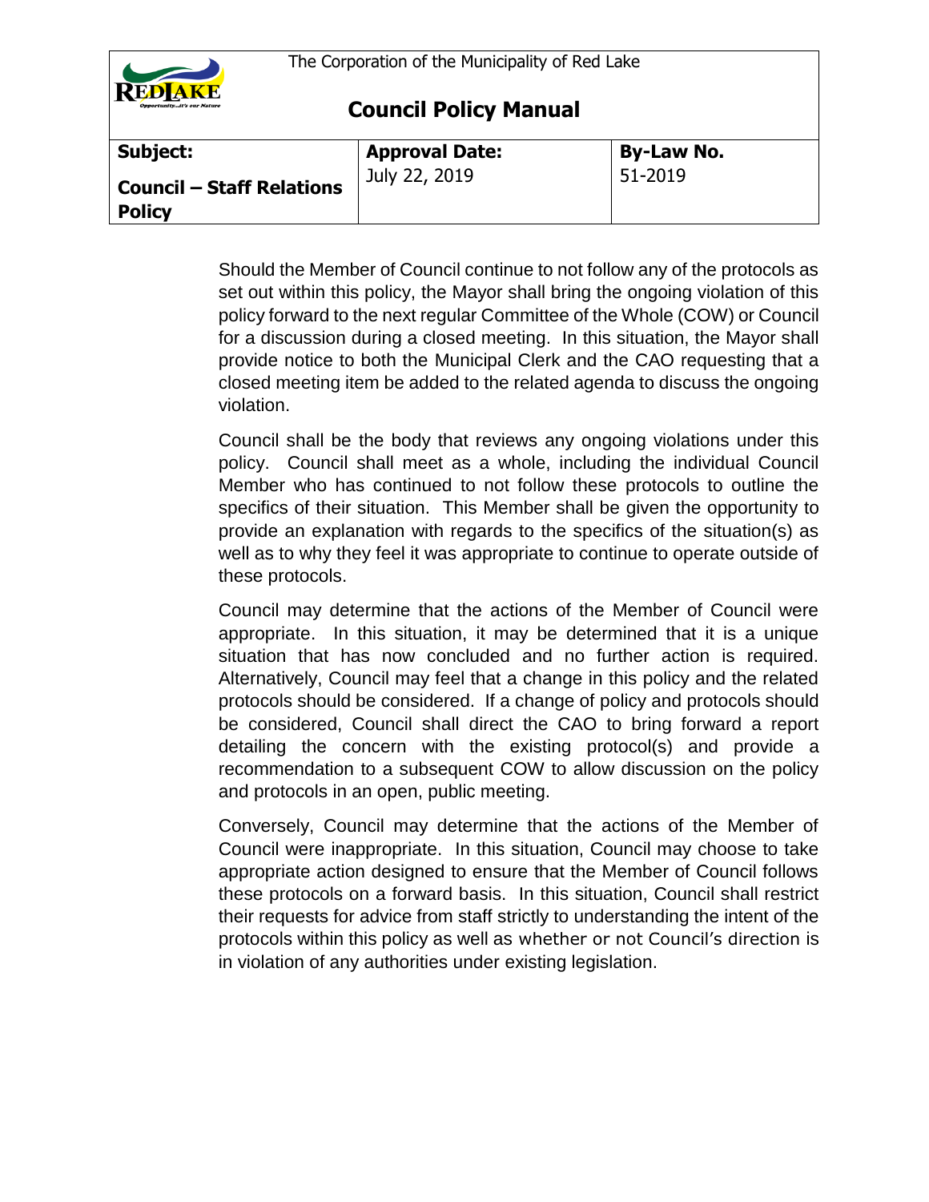Should the Member of Council continue to not follow any of the protocols as set out within this policy, the Mayor shall bring the ongoing violation of this policy forward to the next regular Committee of the Whole (COW) or Council for a discussion during a closed meeting. In this situation, the Mayor shall provide notice to both the Municipal Clerk and the CAO requesting that a closed meeting item be added to the related agenda to discuss the ongoing violation.

Council shall be the body that reviews any ongoing violations under this policy. Council shall meet as a whole, including the individual Council Member who has continued to not follow these protocols to outline the specifics of their situation. This Member shall be given the opportunity to provide an explanation with regards to the specifics of the situation(s) as well as to why they feel it was appropriate to continue to operate outside of these protocols.

Council may determine that the actions of the Member of Council were appropriate. In this situation, it may be determined that it is a unique situation that has now concluded and no further action is required. Alternatively, Council may feel that a change in this policy and the related protocols should be considered. If a change of policy and protocols should be considered, Council shall direct the CAO to bring forward a report detailing the concern with the existing protocol(s) and provide a recommendation to a subsequent COW to allow discussion on the policy and protocols in an open, public meeting.

Conversely, Council may determine that the actions of the Member of Council were inappropriate. In this situation, Council may choose to take appropriate action designed to ensure that the Member of Council follows these protocols on a forward basis. In this situation, Council shall restrict their requests for advice from staff strictly to understanding the intent of the protocols within this policy as well as whether or not Council's direction is in violation of any authorities under existing legislation.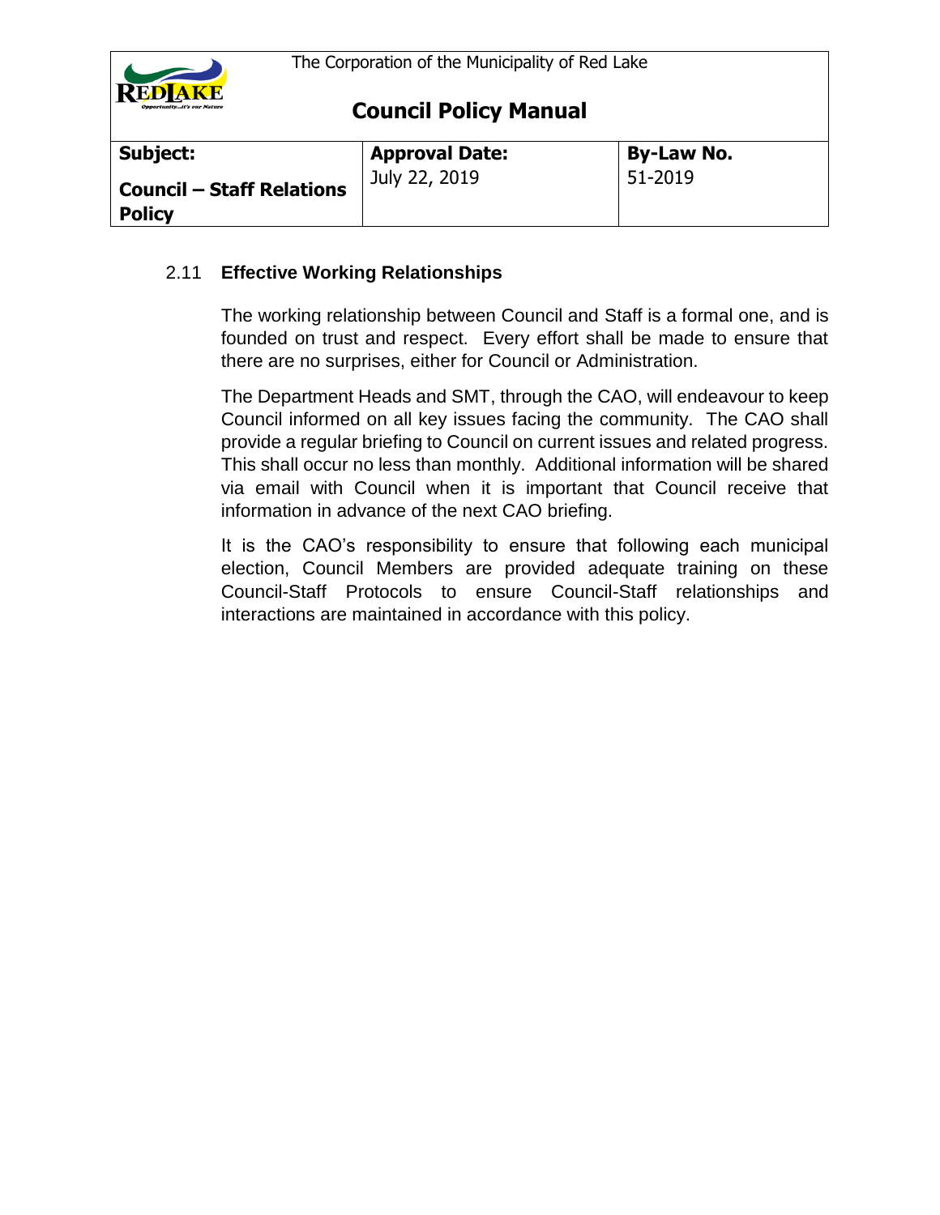### 2.11 **Effective Working Relationships**

The working relationship between Council and Staff is a formal one, and is founded on trust and respect. Every effort shall be made to ensure that there are no surprises, either for Council or Administration.

The Department Heads and SMT, through the CAO, will endeavour to keep Council informed on all key issues facing the community. The CAO shall provide a regular briefing to Council on current issues and related progress. This shall occur no less than monthly. Additional information will be shared via email with Council when it is important that Council receive that information in advance of the next CAO briefing.

It is the CAO's responsibility to ensure that following each municipal election, Council Members are provided adequate training on these Council-Staff Protocols to ensure Council-Staff relationships and interactions are maintained in accordance with this policy.